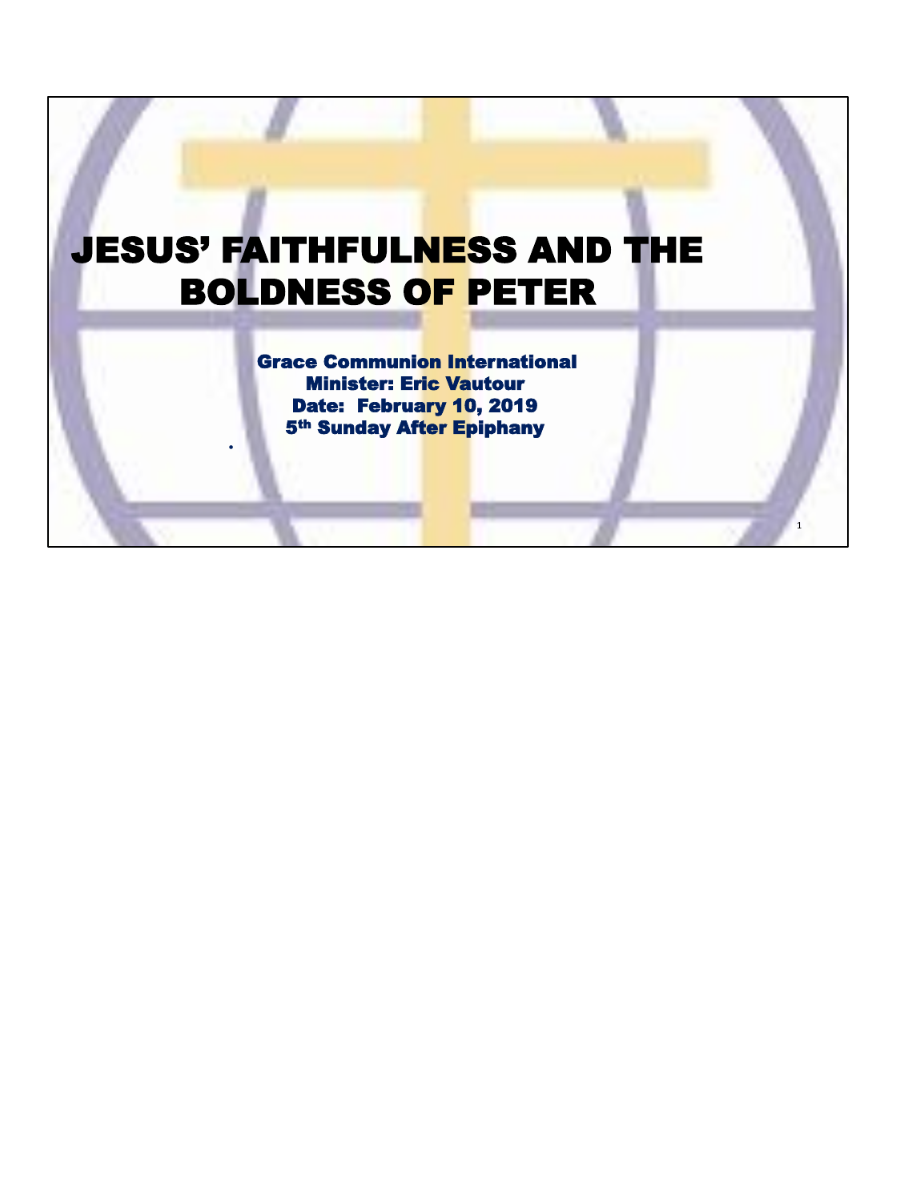# JESUS' FAITHFULNESS AND THE BOLDNESS OF PETER

**Grace Communion International**
**Minister: Eric Vautour**
**Date: February 10, 2019**
**5th Sunday After Epiphany**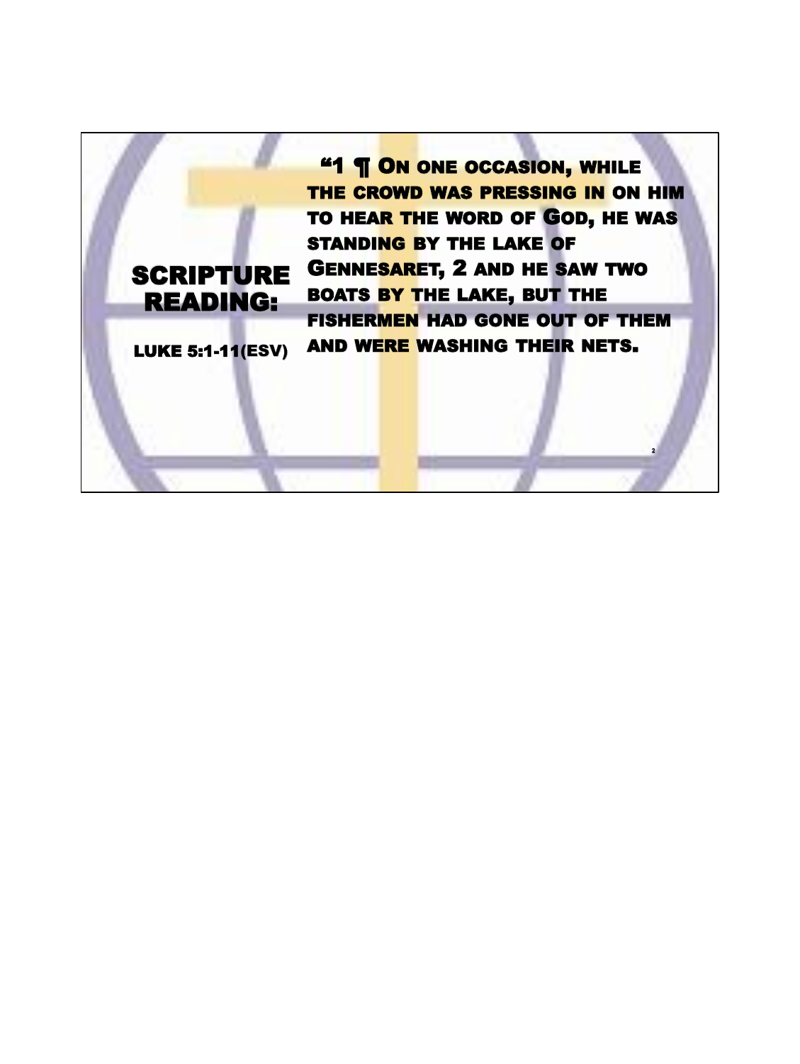# SCRIPTURE READING:

LUKE 5:1-11(ESV)

“1 ¶ On one occasion, while the crowd was pressing in on him to hear the word of God, he was standing by the lake of Gennesaret, 2 and he saw two boats by the lake, but the fishermen had gone out of them and were washing their nets.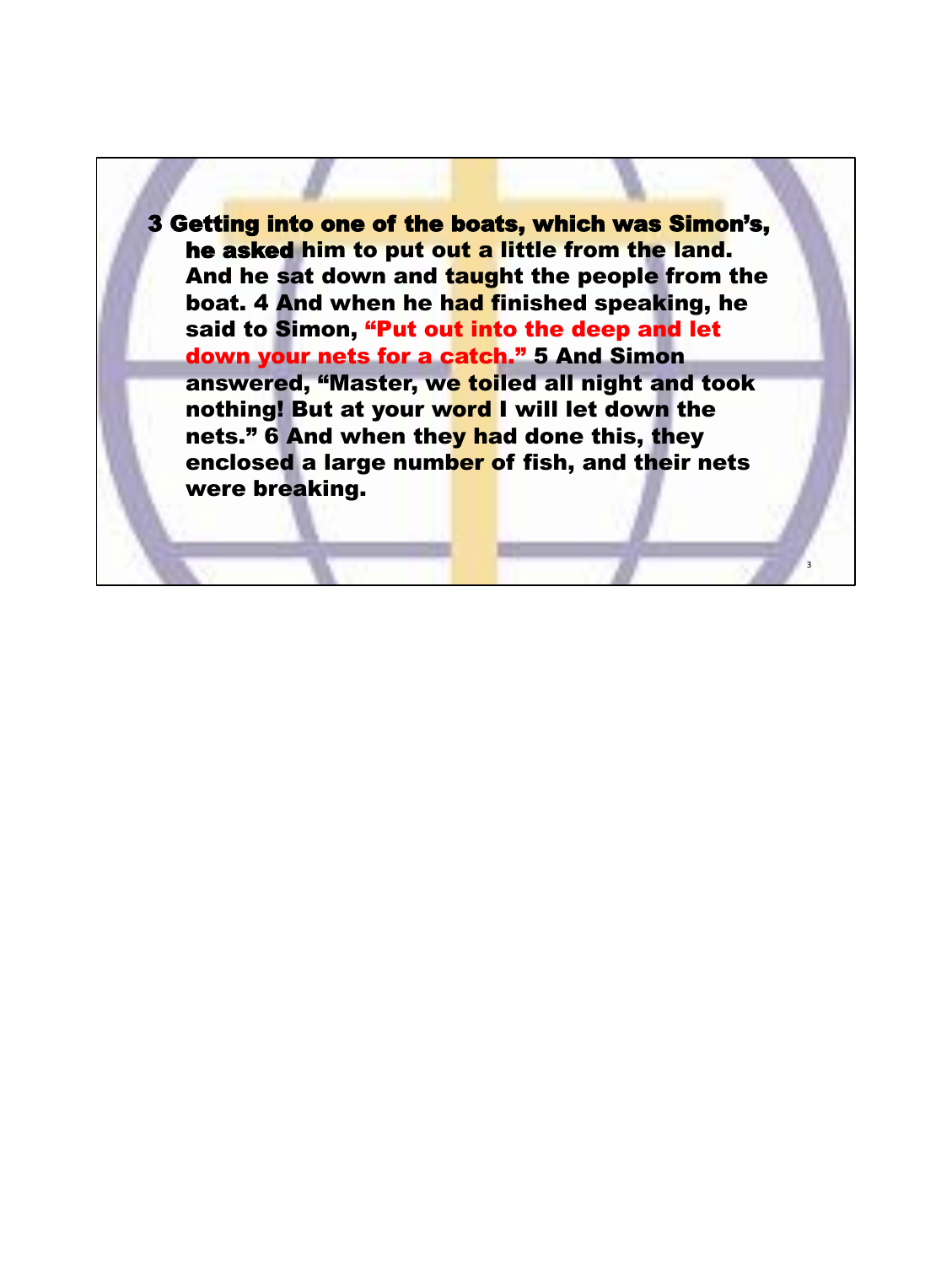**3 Getting into one of the boats, which was Simon's, he asked him to put out a little from the land. And he sat down and taught the people from the boat. 4 And when he had finished speaking, he said to Simon, "Put out into the deep and let down your nets for a catch." 5 And Simon answered, "Master, we toiled all night and took nothing! But at your word I will let down the nets." 6 And when they had done this, they enclosed a large number of fish, and their nets were breaking.**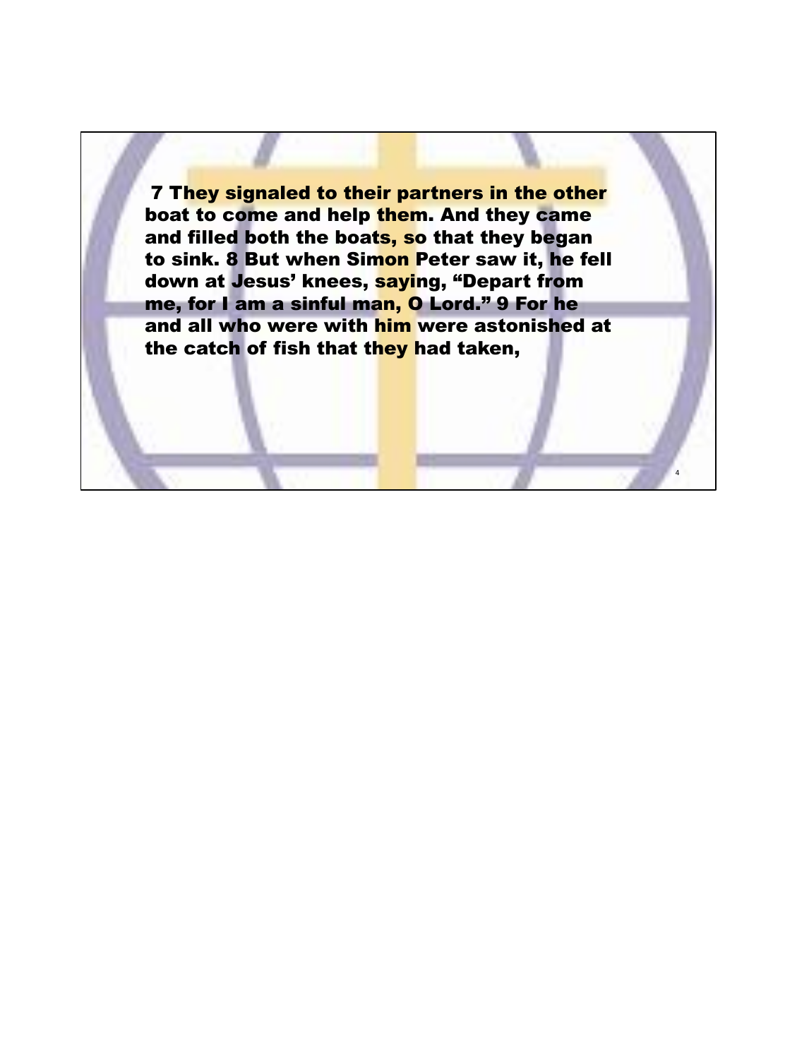**7 They signaled to their partners in the other boat to come and help them. And they came and filled both the boats, so that they began to sink. 8 But when Simon Peter saw it, he fell down at Jesus' knees, saying, "Depart from me, for I am a sinful man, O Lord." 9 For he and all who were with him were astonished at the catch of fish that they had taken,**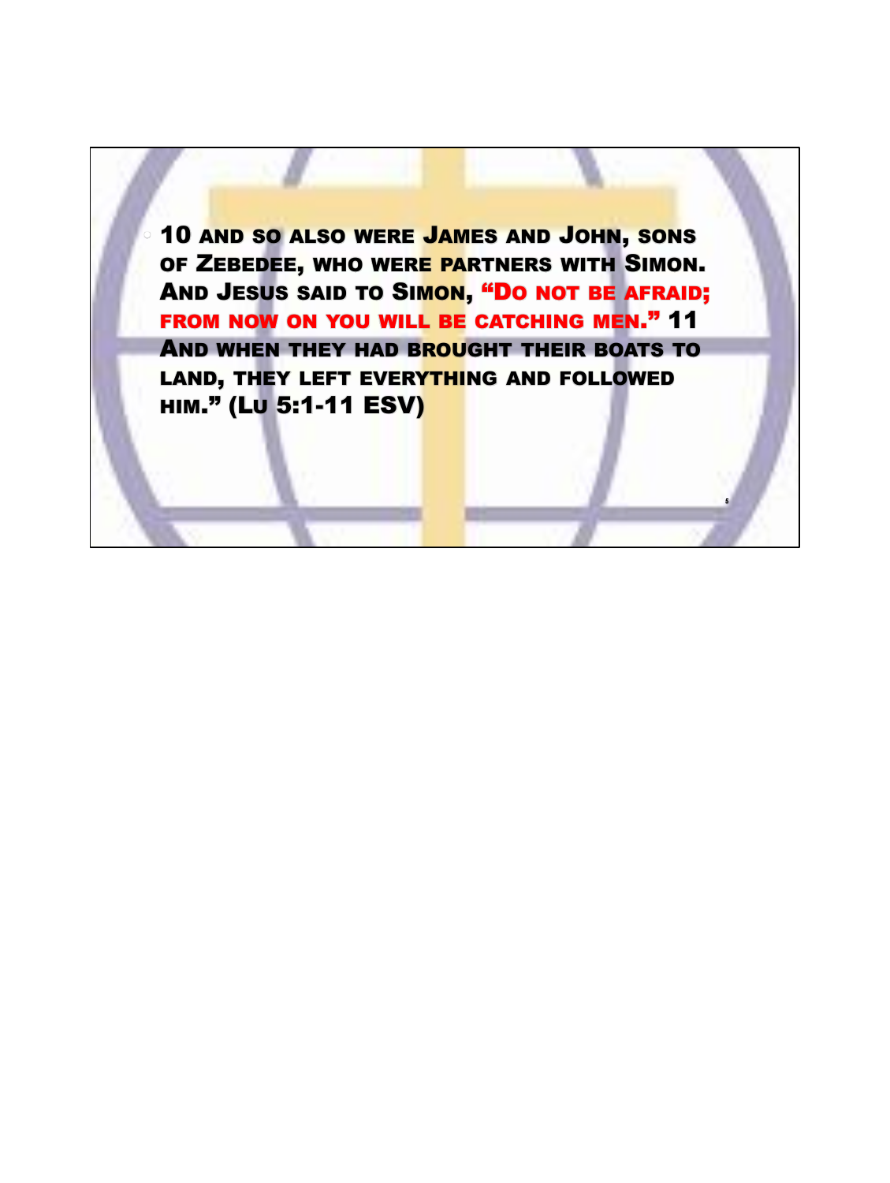- **10 And so also were James and John, sons of Zebedee, who were partners with Simon. And Jesus said to Simon, "Do not be afraid; from now on you will be catching men." 11 And when they had brought their boats to land, they left everything and followed him." (Lu 5:1-11 ESV)**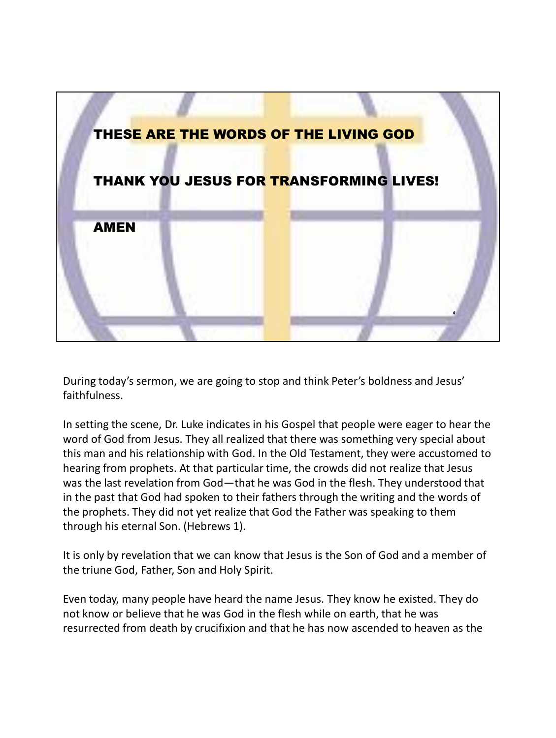THESE ARE THE WORDS OF THE LIVING GOD

THANK YOU JESUS FOR TRANSFORMING LIVES!

AMEN

During today's sermon, we are going to stop and think Peter's boldness and Jesus' faithfulness.

In setting the scene, Dr. Luke indicates in his Gospel that people were eager to hear the word of God from Jesus. They all realized that there was something very special about this man and his relationship with God. In the Old Testament, they were accustomed to hearing from prophets. At that particular time, the crowds did not realize that Jesus was the last revelation from God—that he was God in the flesh. They understood that in the past that God had spoken to their fathers through the writing and the words of the prophets. They did not yet realize that God the Father was speaking to them through his eternal Son. (Hebrews 1).

It is only by revelation that we can know that Jesus is the Son of God and a member of the triune God, Father, Son and Holy Spirit.

Even today, many people have heard the name Jesus. They know he existed. They do not know or believe that he was God in the flesh while on earth, that he was resurrected from death by crucifixion and that he has now ascended to heaven as the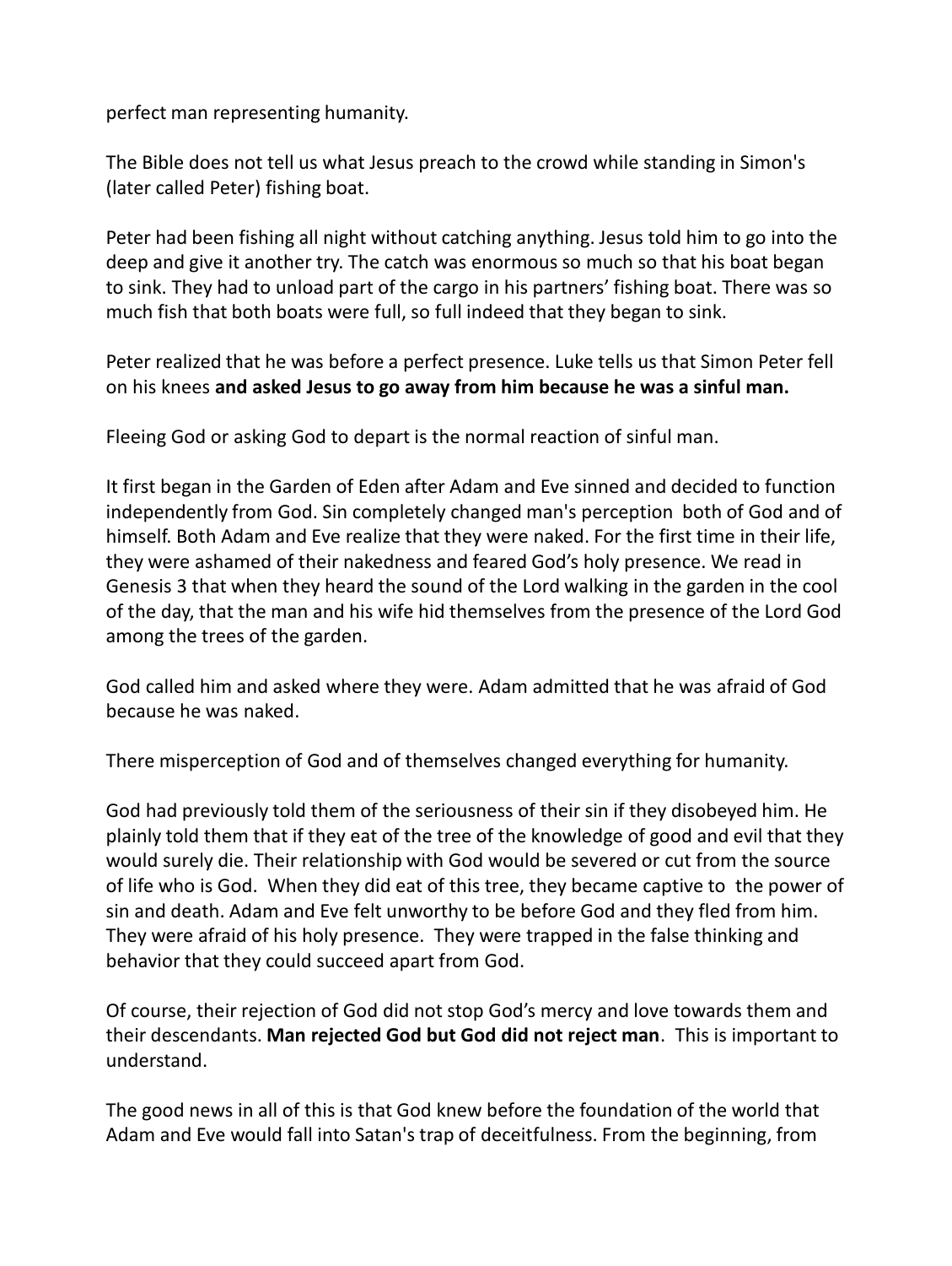perfect man representing humanity.

The Bible does not tell us what Jesus preach to the crowd while standing in Simon's (later called Peter) fishing boat.

Peter had been fishing all night without catching anything. Jesus told him to go into the deep and give it another try. The catch was enormous so much so that his boat began to sink. They had to unload part of the cargo in his partners' fishing boat. There was so much fish that both boats were full, so full indeed that they began to sink.

Peter realized that he was before a perfect presence. Luke tells us that Simon Peter fell on his knees **and asked Jesus to go away from him because he was a sinful man.**

Fleeing God or asking God to depart is the normal reaction of sinful man.

It first began in the Garden of Eden after Adam and Eve sinned and decided to function independently from God. Sin completely changed man's perception both of God and of himself. Both Adam and Eve realize that they were naked. For the first time in their life, they were ashamed of their nakedness and feared God's holy presence. We read in Genesis 3 that when they heard the sound of the Lord walking in the garden in the cool of the day, that the man and his wife hid themselves from the presence of the Lord God among the trees of the garden.

God called him and asked where they were. Adam admitted that he was afraid of God because he was naked.

There misperception of God and of themselves changed everything for humanity.

God had previously told them of the seriousness of their sin if they disobeyed him. He plainly told them that if they eat of the tree of the knowledge of good and evil that they would surely die. Their relationship with God would be severed or cut from the source of life who is God. When they did eat of this tree, they became captive to the power of sin and death. Adam and Eve felt unworthy to be before God and they fled from him. They were afraid of his holy presence. They were trapped in the false thinking and behavior that they could succeed apart from God.

Of course, their rejection of God did not stop God's mercy and love towards them and their descendants. **Man rejected God but God did not reject man**. This is important to understand.

The good news in all of this is that God knew before the foundation of the world that Adam and Eve would fall into Satan's trap of deceitfulness. From the beginning, from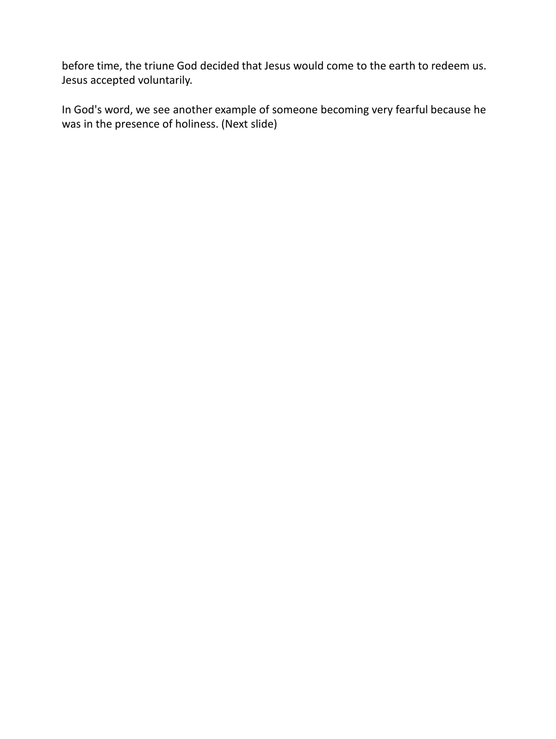before time, the triune God decided that Jesus would come to the earth to redeem us. Jesus accepted voluntarily.

In God's word, we see another example of someone becoming very fearful because he was in the presence of holiness. (Next slide)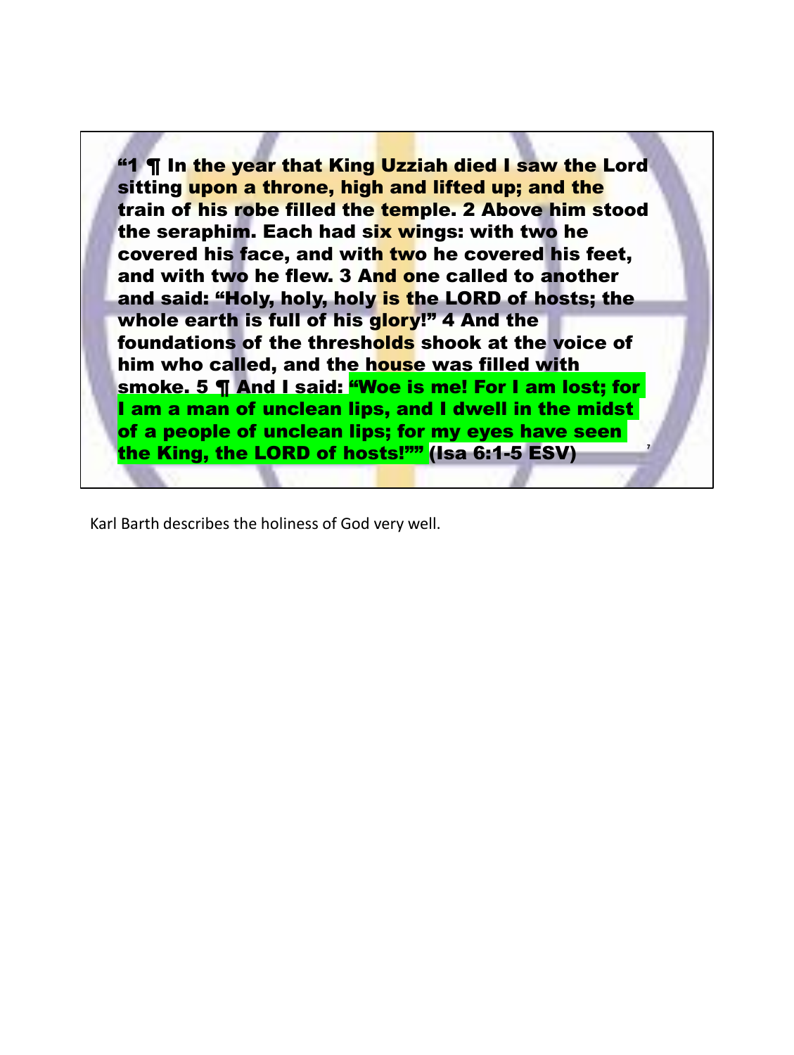"1 ¶ In the year that King Uzziah died I saw the Lord sitting upon a throne, high and lifted up; and the train of his robe filled the temple. 2 Above him stood the seraphim. Each had six wings: with two he covered his face, and with two he covered his feet, and with two he flew. 3 And one called to another and said: "Holy, holy, holy is the LORD of hosts; the whole earth is full of his glory!" 4 And the foundations of the thresholds shook at the voice of him who called, and the house was filled with smoke. 5 ¶ And I said: "Woe is me! For I am lost; for I am a man of unclean lips, and I dwell in the midst of a people of unclean lips; for my eyes have seen the King, the LORD of hosts!"" (Isa 6:1-5 ESV)

Karl Barth describes the holiness of God very well.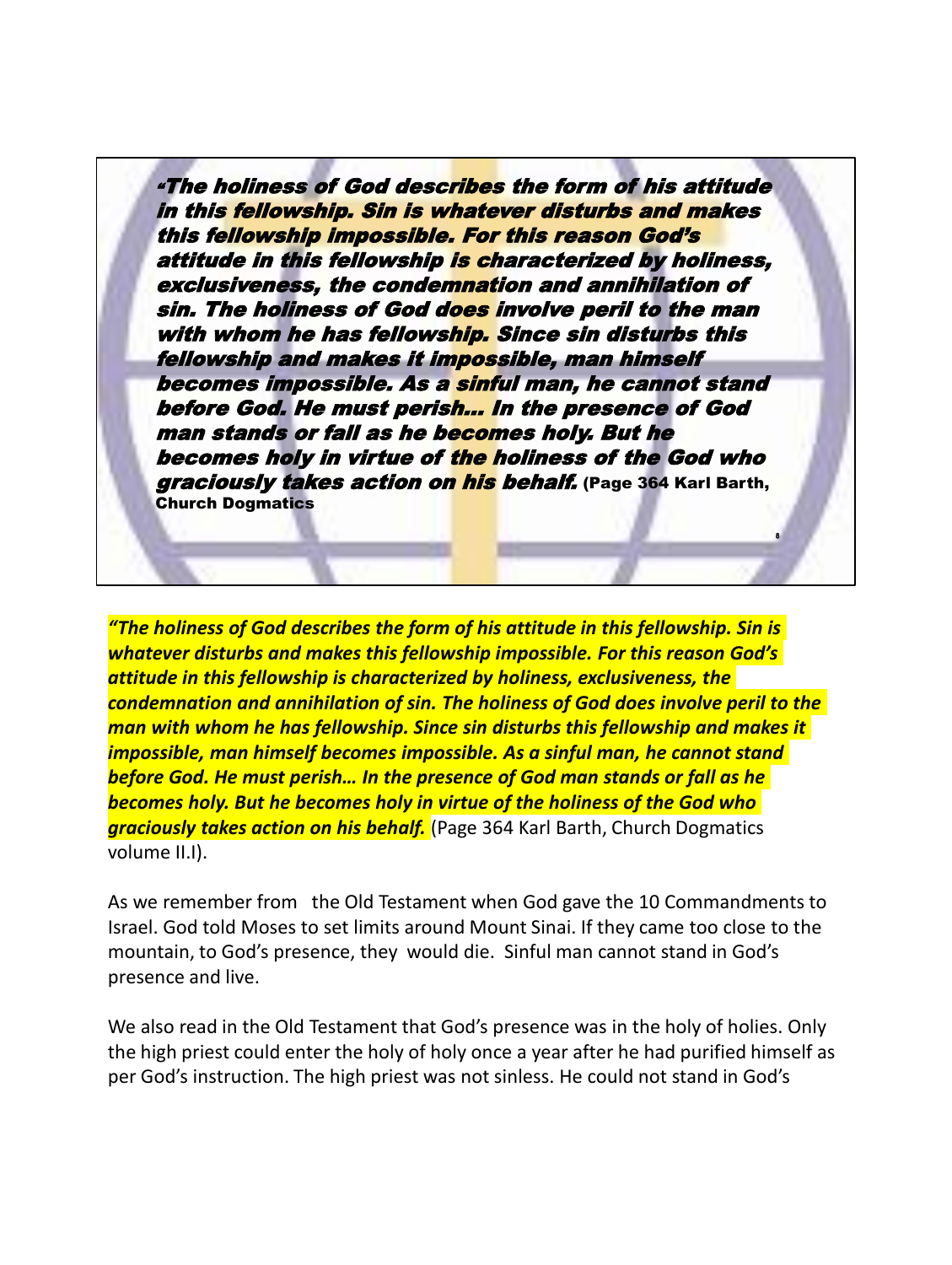*"The holiness of God describes the form of his attitude in this fellowship. Sin is whatever disturbs and makes this fellowship impossible. For this reason God's attitude in this fellowship is characterized by holiness, exclusiveness, the condemnation and annihilation of sin. The holiness of God does involve peril to the man with whom he has fellowship. Since sin disturbs this fellowship and makes it impossible, man himself becomes impossible. As a sinful man, he cannot stand before God. He must perish… In the presence of God man stands or fall as he becomes holy. But he becomes holy in virtue of the holiness of the God who graciously takes action on his behalf.* **(Page 364 Karl Barth, Church Dogmatics**

***"The holiness of God describes the form of his attitude in this fellowship. Sin is whatever disturbs and makes this fellowship impossible. For this reason God's attitude in this fellowship is characterized by holiness, exclusiveness, the condemnation and annihilation of sin. The holiness of God does involve peril to the man with whom he has fellowship. Since sin disturbs this fellowship and makes it impossible, man himself becomes impossible. As a sinful man, he cannot stand before God. He must perish… In the presence of God man stands or fall as he becomes holy. But he becomes holy in virtue of the holiness of the God who graciously takes action on his behalf.*** (Page 364 Karl Barth, Church Dogmatics volume II.I).

As we remember from the Old Testament when God gave the 10 Commandments to Israel. God told Moses to set limits around Mount Sinai. If they came too close to the mountain, to God's presence, they would die. Sinful man cannot stand in God's presence and live.

We also read in the Old Testament that God's presence was in the holy of holies. Only the high priest could enter the holy of holy once a year after he had purified himself as per God's instruction. The high priest was not sinless. He could not stand in God's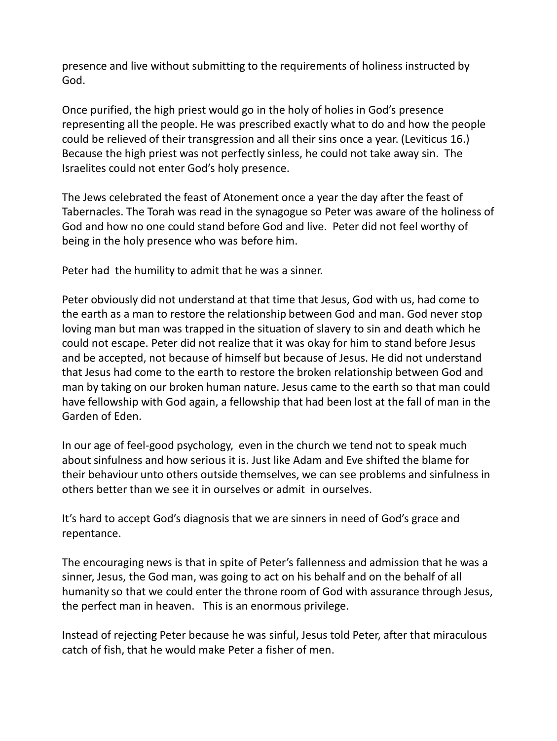presence and live without submitting to the requirements of holiness instructed by God.

Once purified, the high priest would go in the holy of holies in God's presence representing all the people. He was prescribed exactly what to do and how the people could be relieved of their transgression and all their sins once a year. (Leviticus 16.) Because the high priest was not perfectly sinless, he could not take away sin. The Israelites could not enter God's holy presence.

The Jews celebrated the feast of Atonement once a year the day after the feast of Tabernacles. The Torah was read in the synagogue so Peter was aware of the holiness of God and how no one could stand before God and live. Peter did not feel worthy of being in the holy presence who was before him.

Peter had the humility to admit that he was a sinner.

Peter obviously did not understand at that time that Jesus, God with us, had come to the earth as a man to restore the relationship between God and man. God never stop loving man but man was trapped in the situation of slavery to sin and death which he could not escape. Peter did not realize that it was okay for him to stand before Jesus and be accepted, not because of himself but because of Jesus. He did not understand that Jesus had come to the earth to restore the broken relationship between God and man by taking on our broken human nature. Jesus came to the earth so that man could have fellowship with God again, a fellowship that had been lost at the fall of man in the Garden of Eden.

In our age of feel-good psychology, even in the church we tend not to speak much about sinfulness and how serious it is. Just like Adam and Eve shifted the blame for their behaviour unto others outside themselves, we can see problems and sinfulness in others better than we see it in ourselves or admit in ourselves.

It's hard to accept God's diagnosis that we are sinners in need of God's grace and repentance.

The encouraging news is that in spite of Peter's fallenness and admission that he was a sinner, Jesus, the God man, was going to act on his behalf and on the behalf of all humanity so that we could enter the throne room of God with assurance through Jesus, the perfect man in heaven. This is an enormous privilege.

Instead of rejecting Peter because he was sinful, Jesus told Peter, after that miraculous catch of fish, that he would make Peter a fisher of men.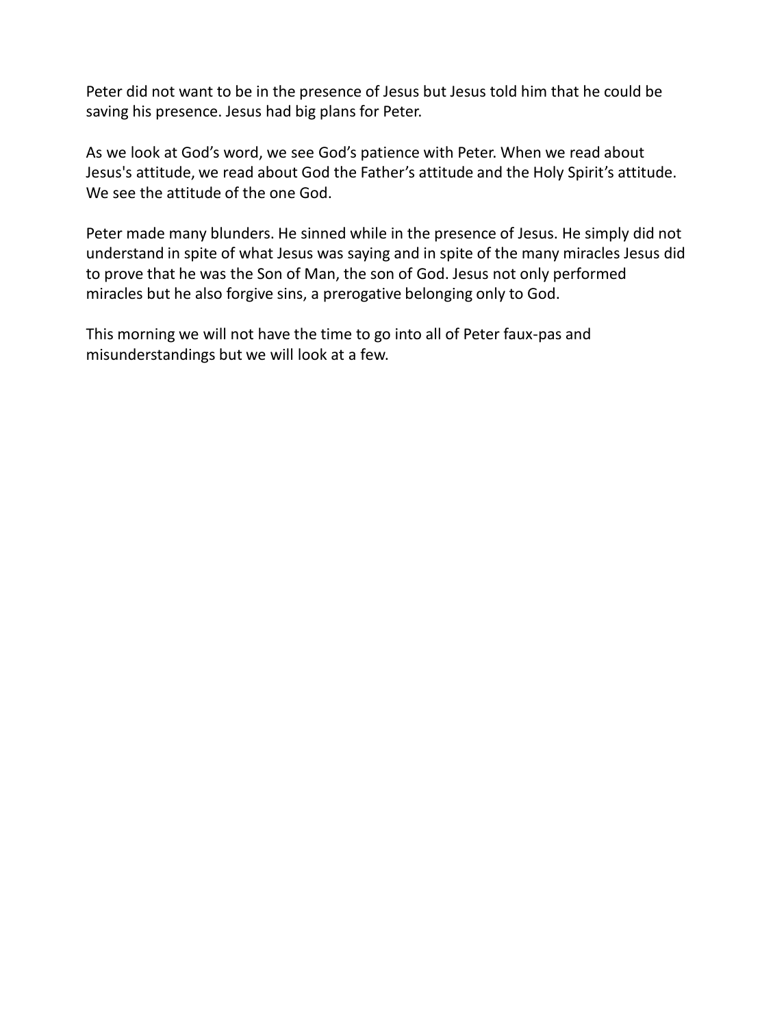Peter did not want to be in the presence of Jesus but Jesus told him that he could be saving his presence. Jesus had big plans for Peter.

As we look at God's word, we see God's patience with Peter. When we read about Jesus's attitude, we read about God the Father's attitude and the Holy Spirit's attitude. We see the attitude of the one God.

Peter made many blunders. He sinned while in the presence of Jesus. He simply did not understand in spite of what Jesus was saying and in spite of the many miracles Jesus did to prove that he was the Son of Man, the son of God. Jesus not only performed miracles but he also forgive sins, a prerogative belonging only to God.

This morning we will not have the time to go into all of Peter faux-pas and misunderstandings but we will look at a few.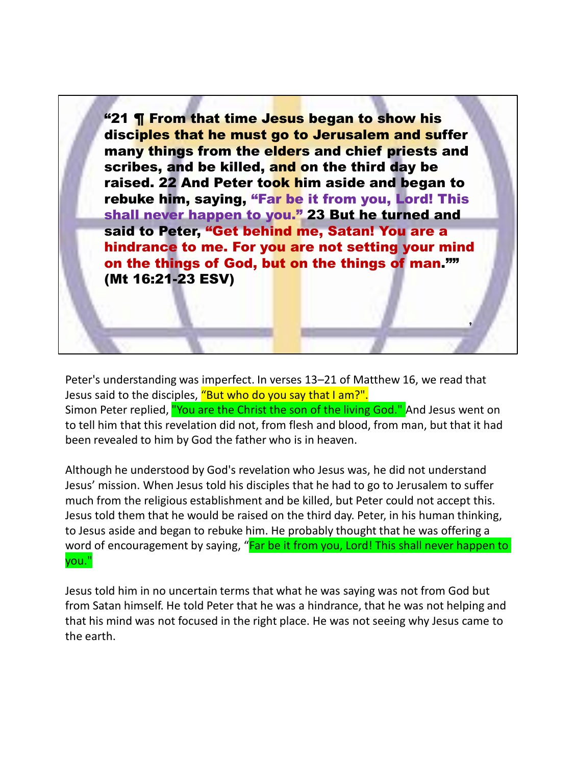**“21 ¶ From that time Jesus began to show his disciples that he must go to Jerusalem and suffer many things from the elders and chief priests and scribes, and be killed, and on the third day be raised. 22 And Peter took him aside and began to rebuke him, saying, “Far be it from you, Lord! This shall never happen to you.” 23 But he turned and said to Peter, “Get behind me, Satan! You are a hindrance to me. For you are not setting your mind on the things of God, but on the things of man.”” (Mt 16:21-23 ESV)**

Peter's understanding was imperfect. In verses 13–21 of Matthew 16, we read that Jesus said to the disciples, “But who do you say that I am?".
Simon Peter replied, "You are the Christ the son of the living God." And Jesus went on to tell him that this revelation did not, from flesh and blood, from man, but that it had been revealed to him by God the father who is in heaven.

Although he understood by God's revelation who Jesus was, he did not understand Jesus’ mission. When Jesus told his disciples that he had to go to Jerusalem to suffer much from the religious establishment and be killed, but Peter could not accept this. Jesus told them that he would be raised on the third day. Peter, in his human thinking, to Jesus aside and began to rebuke him. He probably thought that he was offering a word of encouragement by saying, “Far be it from you, Lord! This shall never happen to you."

Jesus told him in no uncertain terms that what he was saying was not from God but from Satan himself. He told Peter that he was a hindrance, that he was not helping and that his mind was not focused in the right place. He was not seeing why Jesus came to the earth.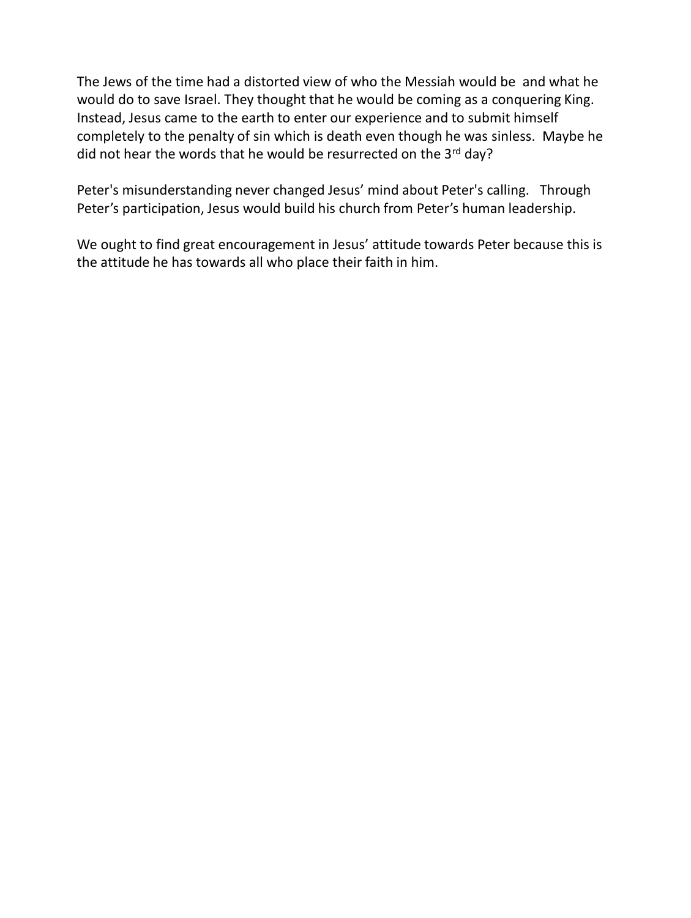The Jews of the time had a distorted view of who the Messiah would be and what he would do to save Israel. They thought that he would be coming as a conquering King. Instead, Jesus came to the earth to enter our experience and to submit himself completely to the penalty of sin which is death even though he was sinless. Maybe he did not hear the words that he would be resurrected on the 3rd day?

Peter's misunderstanding never changed Jesus' mind about Peter's calling. Through Peter's participation, Jesus would build his church from Peter's human leadership.

We ought to find great encouragement in Jesus' attitude towards Peter because this is the attitude he has towards all who place their faith in him.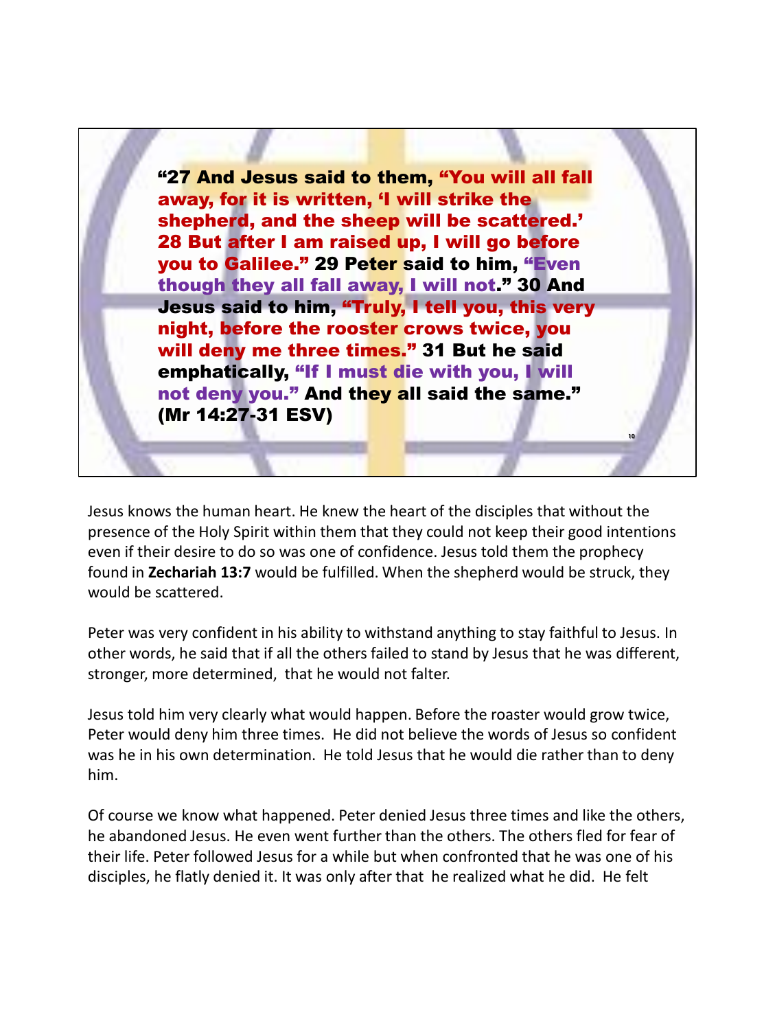"27 And Jesus said to them, "You will all fall away, for it is written, 'I will strike the shepherd, and the sheep will be scattered.' 28 But after I am raised up, I will go before you to Galilee." 29 Peter said to him, "Even though they all fall away, I will not." 30 And Jesus said to him, "Truly, I tell you, this very night, before the rooster crows twice, you will deny me three times." 31 But he said emphatically, "If I must die with you, I will not deny you." And they all said the same." (Mr 14:27-31 ESV)

Jesus knows the human heart. He knew the heart of the disciples that without the presence of the Holy Spirit within them that they could not keep their good intentions even if their desire to do so was one of confidence. Jesus told them the prophecy found in **Zechariah 13:7** would be fulfilled. When the shepherd would be struck, they would be scattered.

Peter was very confident in his ability to withstand anything to stay faithful to Jesus. In other words, he said that if all the others failed to stand by Jesus that he was different, stronger, more determined, that he would not falter.

Jesus told him very clearly what would happen. Before the roaster would grow twice, Peter would deny him three times. He did not believe the words of Jesus so confident was he in his own determination. He told Jesus that he would die rather than to deny him.

Of course we know what happened. Peter denied Jesus three times and like the others, he abandoned Jesus. He even went further than the others. The others fled for fear of their life. Peter followed Jesus for a while but when confronted that he was one of his disciples, he flatly denied it. It was only after that he realized what he did. He felt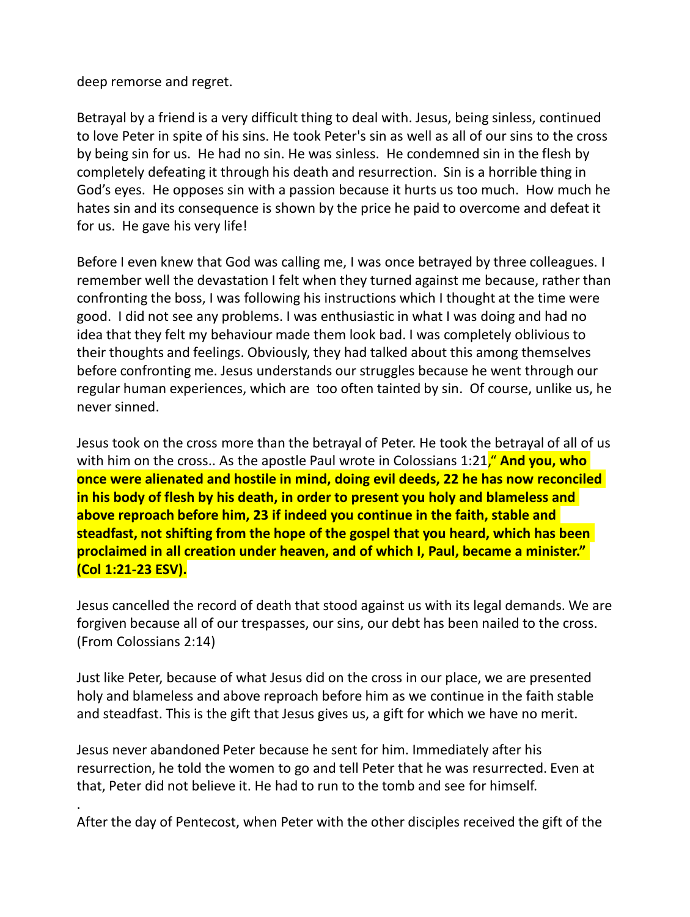deep remorse and regret.

Betrayal by a friend is a very difficult thing to deal with. Jesus, being sinless, continued to love Peter in spite of his sins. He took Peter's sin as well as all of our sins to the cross by being sin for us. He had no sin. He was sinless. He condemned sin in the flesh by completely defeating it through his death and resurrection. Sin is a horrible thing in God's eyes. He opposes sin with a passion because it hurts us too much. How much he hates sin and its consequence is shown by the price he paid to overcome and defeat it for us. He gave his very life!

Before I even knew that God was calling me, I was once betrayed by three colleagues. I remember well the devastation I felt when they turned against me because, rather than confronting the boss, I was following his instructions which I thought at the time were good. I did not see any problems. I was enthusiastic in what I was doing and had no idea that they felt my behaviour made them look bad. I was completely oblivious to their thoughts and feelings. Obviously, they had talked about this among themselves before confronting me. Jesus understands our struggles because he went through our regular human experiences, which are too often tainted by sin. Of course, unlike us, he never sinned.

Jesus took on the cross more than the betrayal of Peter. He took the betrayal of all of us with him on the cross.. As the apostle Paul wrote in Colossians 1:21," **And you, who once were alienated and hostile in mind, doing evil deeds, 22 he has now reconciled in his body of flesh by his death, in order to present you holy and blameless and above reproach before him, 23 if indeed you continue in the faith, stable and steadfast, not shifting from the hope of the gospel that you heard, which has been proclaimed in all creation under heaven, and of which I, Paul, became a minister." (Col 1:21-23 ESV).**

Jesus cancelled the record of death that stood against us with its legal demands. We are forgiven because all of our trespasses, our sins, our debt has been nailed to the cross. (From Colossians 2:14)

Just like Peter, because of what Jesus did on the cross in our place, we are presented holy and blameless and above reproach before him as we continue in the faith stable and steadfast. This is the gift that Jesus gives us, a gift for which we have no merit.

Jesus never abandoned Peter because he sent for him. Immediately after his resurrection, he told the women to go and tell Peter that he was resurrected. Even at that, Peter did not believe it. He had to run to the tomb and see for himself.

.

After the day of Pentecost, when Peter with the other disciples received the gift of the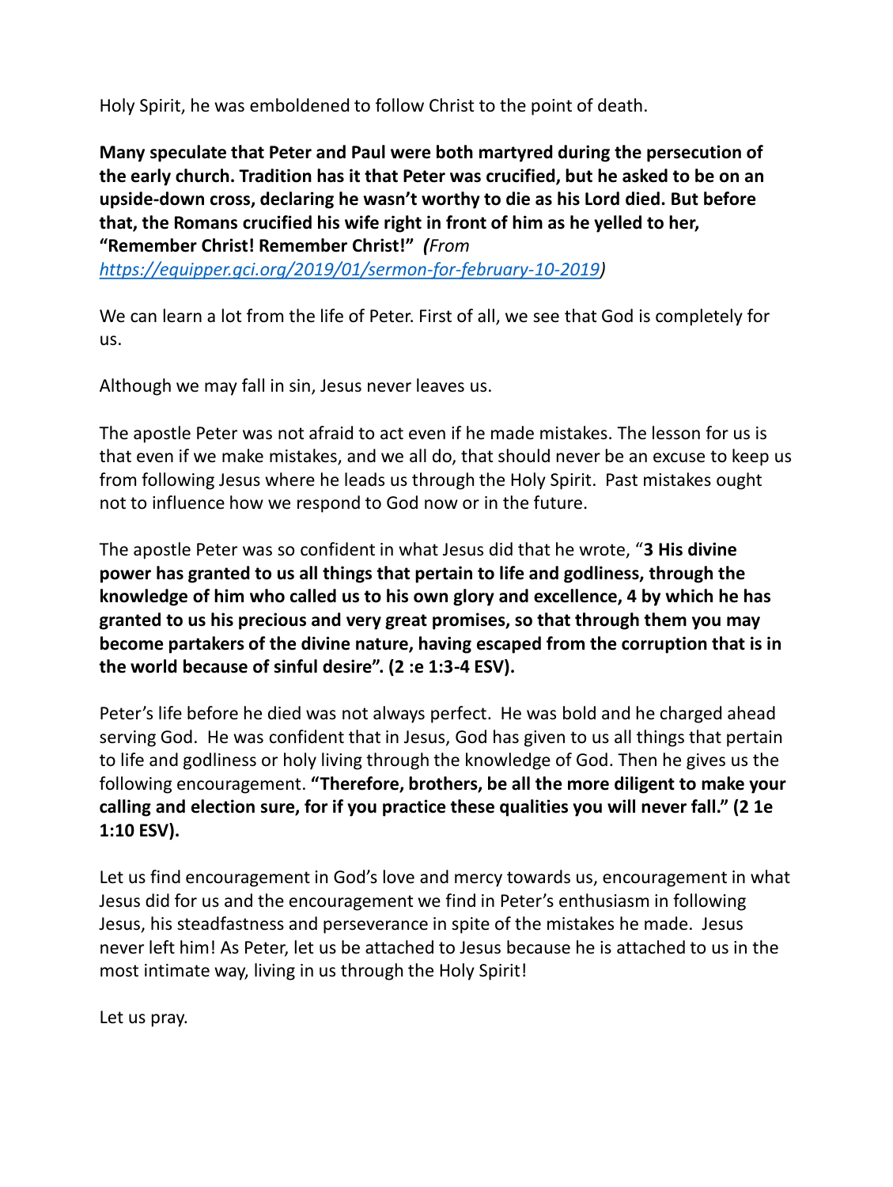Holy Spirit, he was emboldened to follow Christ to the point of death.

**Many speculate that Peter and Paul were both martyred during the persecution of the early church. Tradition has it that Peter was crucified, but he asked to be on an upside-down cross, declaring he wasn't worthy to die as his Lord died. But before that, the Romans crucified his wife right in front of him as he yelled to her, "Remember Christ! Remember Christ!"** ***(****From* *https://equipper.gci.org/2019/01/sermon-for-february-10-2019**)*

We can learn a lot from the life of Peter. First of all, we see that God is completely for us.

Although we may fall in sin, Jesus never leaves us.

The apostle Peter was not afraid to act even if he made mistakes. The lesson for us is that even if we make mistakes, and we all do, that should never be an excuse to keep us from following Jesus where he leads us through the Holy Spirit. Past mistakes ought not to influence how we respond to God now or in the future.

The apostle Peter was so confident in what Jesus did that he wrote, "**3 His divine power has granted to us all things that pertain to life and godliness, through the knowledge of him who called us to his own glory and excellence, 4 by which he has granted to us his precious and very great promises, so that through them you may become partakers of the divine nature, having escaped from the corruption that is in the world because of sinful desire". (2 :e 1:3-4 ESV).**

Peter's life before he died was not always perfect. He was bold and he charged ahead serving God. He was confident that in Jesus, God has given to us all things that pertain to life and godliness or holy living through the knowledge of God. Then he gives us the following encouragement. **"Therefore, brothers, be all the more diligent to make your calling and election sure, for if you practice these qualities you will never fall." (2 1e 1:10 ESV).**

Let us find encouragement in God's love and mercy towards us, encouragement in what Jesus did for us and the encouragement we find in Peter's enthusiasm in following Jesus, his steadfastness and perseverance in spite of the mistakes he made. Jesus never left him! As Peter, let us be attached to Jesus because he is attached to us in the most intimate way, living in us through the Holy Spirit!

Let us pray.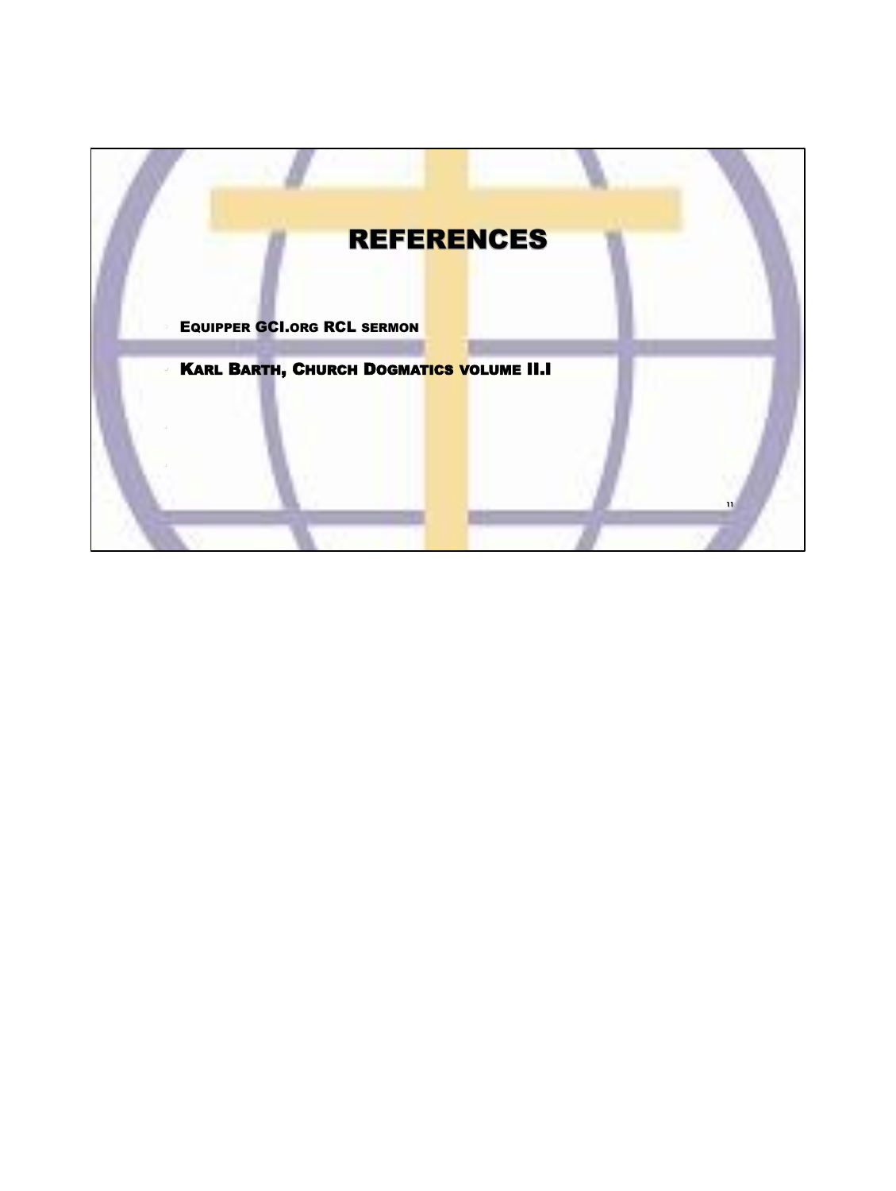# REFERENCES

- Equipper GCI.org RCL sermon
- Karl Barth, Church Dogmatics volume II.I